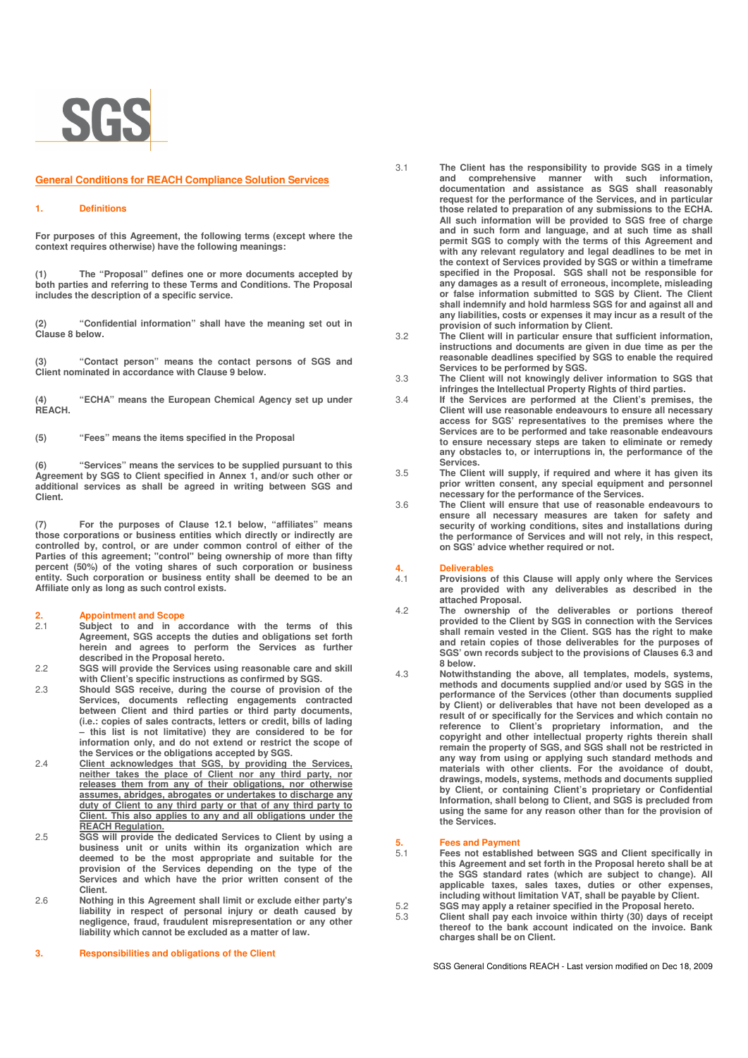SGS

## General Conditions for REACH Compliance Solution Services

### 1. Definitions

For purposes of this Agreement, the following terms (except where the context requires otherwise) have the following meanings:

(1) The "Proposal" defines one or more documents accepted by both parties and referring to these Terms and Conditions. The Proposal includes the description of a specific service.

(2) "Confidential information" shall have the meaning set out in Clause 8 below.

(3) "Contact person" means the contact persons of SGS and Client nominated in accordance with Clause 9 below.

(4) "ECHA" means the European Chemical Agency set up under REACH.

(5) "Fees" means the items specified in the Proposal

(6) "Services" means the services to be supplied pursuant to this Agreement by SGS to Client specified in Annex 1, and/or such other or additional services as shall be agreed in writing between SGS and Client.

(7) For the purposes of Clause 12.1 below, "affiliates" means those corporations or business entities which directly or indirectly are controlled by, control, or are under common control of either of the Parties of this agreement; "control" being ownership of more than fifty percent (50%) of the voting shares of such corporation or business entity. Such corporation or business entity shall be deemed to be an Affiliate only as long as such control exists.

### 2. Appointment and Scope

2.1 Subject to and in accordance with the terms of this Agreement, SGS accepts the duties and obligations set forth herein and agrees to perform the Services as further described in the Proposal hereto.

2.2 SGS will provide the Services using reasonable care and skill with Client's specific instructions as confirmed by SGS.

2.3 Should SGS receive, during the course of provision of the Services, documents reflecting engagements contracted between Client and third parties or third party documents, (i.e.: copies of sales contracts, letters or credit, bills of lading – this list is not limitative) they are considered to be for information only, and do not extend or restrict the scope of the Services or the obligations accepted by SGS.

2.4 Client acknowledges that SGS, by providing the Services, neither takes the place of Client nor any third party, nor releases them from any of their obligations, nor otherwise assumes, abridges, abrogates or undertakes to discharge any duty of Client to any third party or that of any third party to Client. This also applies to any and all obligations under the REACH Regulation.

2.5 SGS will provide the dedicated Services to Client by using a business unit or units within its organization which are deemed to be the most appropriate and suitable for the provision of the Services depending on the type of the Services and which have the prior written consent of the Client.

2.6 Nothing in this Agreement shall limit or exclude either party's liability in respect of personal injury or death caused by negligence, fraud, fraudulent misrepresentation or any other liability which cannot be excluded as a matter of law.

### 3. Responsibilities and obligations of the Client

3.1 The Client has the responsibility to provide SGS in a timely and comprehensive manner with such information, documentation and assistance as SGS shall reasonably request for the performance of the Services, and in particular those related to preparation of any submissions to the ECHA. All such information will be provided to SGS free of charge and in such form and language, and at such time as shall permit SGS to comply with the terms of this Agreement and with any relevant regulatory and legal deadlines to be met in the context of Services provided by SGS or within a timeframe specified in the Proposal. SGS shall not be responsible for any damages as a result of erroneous, incomplete, misleading or false information submitted to SGS by Client. The Client shall indemnify and hold harmless SGS for and against all and any liabilities, costs or expenses it may incur as a result of the provision of such information by Client.

3.2 The Client will in particular ensure that sufficient information, instructions and documents are given in due time as per the reasonable deadlines specified by SGS to enable the required Services to be performed by SGS.

3.3 The Client will not knowingly deliver information to SGS that infringes the Intellectual Property Rights of third parties.

3.4 If the Services are performed at the Client's premises, the Client will use reasonable endeavours to ensure all necessary access for SGS' representatives to the premises where the Services are to be performed and take reasonable endeavours to ensure necessary steps are taken to eliminate or remedy any obstacles to, or interruptions in, the performance of the Services.

3.5 The Client will supply, if required and where it has given its prior written consent, any special equipment and personnel necessary for the performance of the Services.

3.6 The Client will ensure that use of reasonable endeavours to ensure all necessary measures are taken for safety and security of working conditions, sites and installations during the performance of Services and will not rely, in this respect, on SGS' advice whether required or not.

### 4. Deliverables

4.1 Provisions of this Clause will apply only where the Services are provided with any deliverables as described in the attached Proposal.

4.2 The ownership of the deliverables or portions thereof provided to the Client by SGS in connection with the Services shall remain vested in the Client. SGS has the right to make and retain copies of those deliverables for the purposes of SGS' own records subject to the provisions of Clauses 6.3 and 8 below.

4.3 Notwithstanding the above, all templates, models, systems, methods and documents supplied and/or used by SGS in the performance of the Services (other than documents supplied by Client) or deliverables that have not been developed as a result of or specifically for the Services and which contain no reference to Client's proprietary information, and the copyright and other intellectual property rights therein shall remain the property of SGS, and SGS shall not be restricted in any way from using or applying such standard methods and materials with other clients. For the avoidance of doubt, drawings, models, systems, methods and documents supplied by Client, or containing Client's proprietary or Confidential Information, shall belong to Client, and SGS is precluded from using the same for any reason other than for the provision of the Services.

### 5. Fees and Payment

5.1 Fees not established between SGS and Client specifically in this Agreement and set forth in the Proposal hereto shall be at the SGS standard rates (which are subject to change). All applicable taxes, sales taxes, duties or other expenses, including without limitation VAT, shall be payable by Client.

5.2 SGS may apply a retainer specified in the Proposal hereto.

5.3 Client shall pay each invoice within thirty (30) days of receipt thereof to the bank account indicated on the invoice. Bank charges shall be on Client.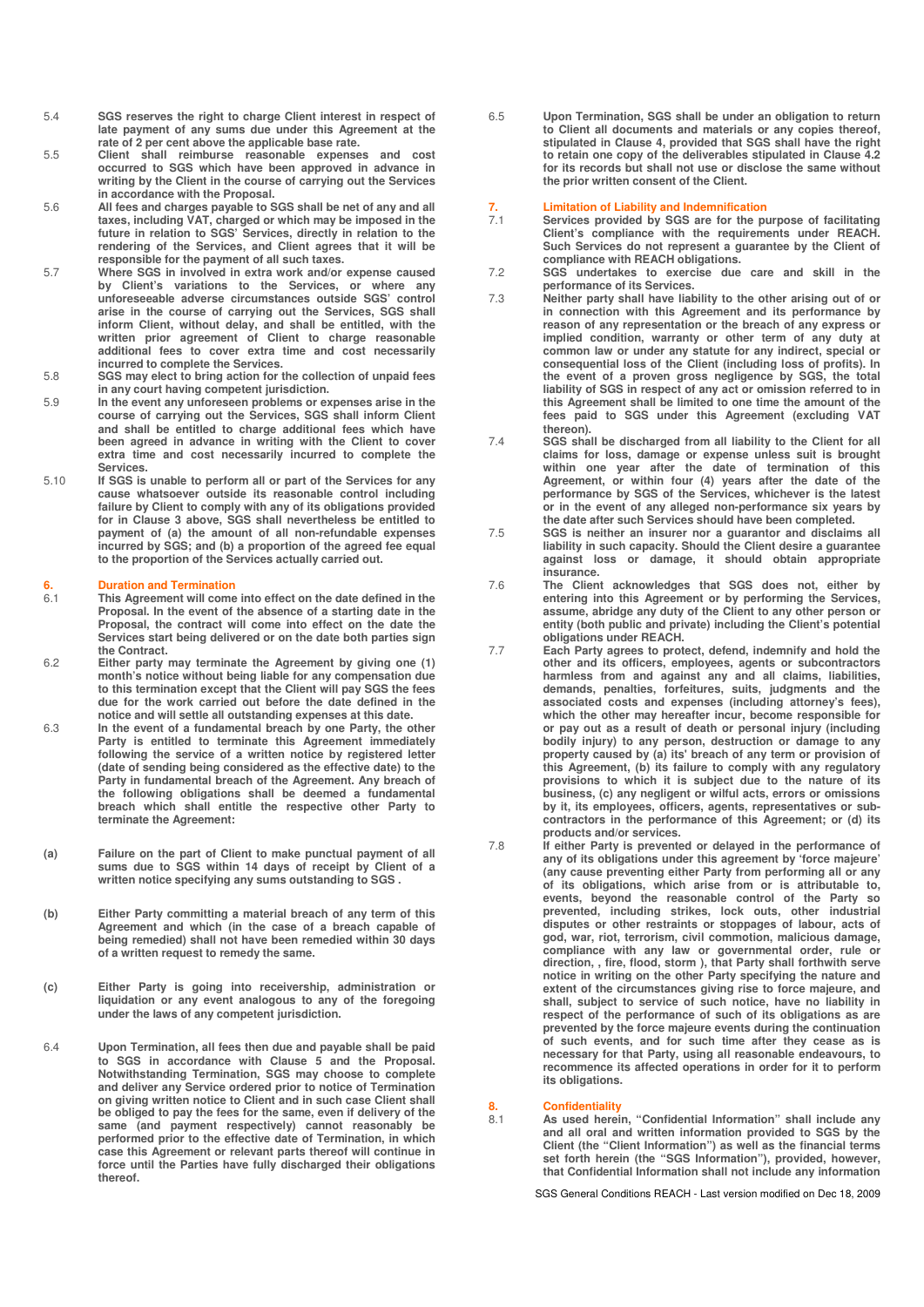5.4 **SGS reserves the right to charge Client interest in respect of late payment of any sums due under this Agreement at the rate of 2 per cent above the applicable base rate.**

5.5 **Client shall reimburse reasonable expenses and cost occurred to SGS which have been approved in advance in writing by the Client in the course of carrying out the Services in accordance with the Proposal.**

5.6 **All fees and charges payable to SGS shall be net of any and all taxes, including VAT, charged or which may be imposed in the future in relation to SGS' Services, directly in relation to the rendering of the Services, and Client agrees that it will be responsible for the payment of all such taxes.**

5.7 **Where SGS in involved in extra work and/or expense caused by Client's variations to the Services, or where any unforeseeable adverse circumstances outside SGS' control arise in the course of carrying out the Services, SGS shall inform Client, without delay, and shall be entitled, with the written prior agreement of Client to charge reasonable additional fees to cover extra time and cost necessarily incurred to complete the Services.**

5.8 **SGS may elect to bring action for the collection of unpaid fees in any court having competent jurisdiction.**

5.9 **In the event any unforeseen problems or expenses arise in the course of carrying out the Services, SGS shall inform Client and shall be entitled to charge additional fees which have been agreed in advance in writing with the Client to cover extra time and cost necessarily incurred to complete the Services.**

5.10 **If SGS is unable to perform all or part of the Services for any cause whatsoever outside its reasonable control including failure by Client to comply with any of its obligations provided for in Clause 3 above, SGS shall nevertheless be entitled to payment of (a) the amount of all non-refundable expenses incurred by SGS; and (b) a proportion of the agreed fee equal to the proportion of the Services actually carried out.**

## 6. Duration and Termination

6.1 **This Agreement will come into effect on the date defined in the Proposal. In the event of the absence of a starting date in the Proposal, the contract will come into effect on the date the Services start being delivered or on the date both parties sign the Contract.**

6.2 **Either party may terminate the Agreement by giving one (1) month's notice without being liable for any compensation due to this termination except that the Client will pay SGS the fees due for the work carried out before the date defined in the notice and will settle all outstanding expenses at this date.**

6.3 **In the event of a fundamental breach by one Party, the other Party is entitled to terminate this Agreement immediately following the service of a written notice by registered letter (date of sending being considered as the effective date) to the Party in fundamental breach of the Agreement. Any breach of the following obligations shall be deemed a fundamental breach which shall entitle the respective other Party to terminate the Agreement:**

(a) **Failure on the part of Client to make punctual payment of all sums due to SGS within 14 days of receipt by Client of a written notice specifying any sums outstanding to SGS .**

(b) **Either Party committing a material breach of any term of this Agreement and which (in the case of a breach capable of being remedied) shall not have been remedied within 30 days of a written request to remedy the same.**

(c) **Either Party is going into receivership, administration or liquidation or any event analogous to any of the foregoing under the laws of any competent jurisdiction.**

6.4 **Upon Termination, all fees then due and payable shall be paid to SGS in accordance with Clause 5 and the Proposal. Notwithstanding Termination, SGS may choose to complete and deliver any Service ordered prior to notice of Termination on giving written notice to Client and in such case Client shall be obliged to pay the fees for the same, even if delivery of the same (and payment respectively) cannot reasonably be performed prior to the effective date of Termination, in which case this Agreement or relevant parts thereof will continue in force until the Parties have fully discharged their obligations thereof.**

6.5 **Upon Termination, SGS shall be under an obligation to return to Client all documents and materials or any copies thereof, stipulated in Clause 4, provided that SGS shall have the right to retain one copy of the deliverables stipulated in Clause 4.2 for its records but shall not use or disclose the same without the prior written consent of the Client.**

## 7. Limitation of Liability and Indemnification

7.1 **Services provided by SGS are for the purpose of facilitating Client's compliance with the requirements under REACH. Such Services do not represent a guarantee by the Client of compliance with REACH obligations.**

7.2 **SGS undertakes to exercise due care and skill in the performance of its Services.**

7.3 **Neither party shall have liability to the other arising out of or in connection with this Agreement and its performance by reason of any representation or the breach of any express or implied condition, warranty or other term of any duty at common law or under any statute for any indirect, special or consequential loss of the Client (including loss of profits). In the event of a proven gross negligence by SGS, the total liability of SGS in respect of any act or omission referred to in this Agreement shall be limited to one time the amount of the fees paid to SGS under this Agreement (excluding VAT thereon).**

7.4 **SGS shall be discharged from all liability to the Client for all claims for loss, damage or expense unless suit is brought within one year after the date of termination of this Agreement, or within four (4) years after the date of the performance by SGS of the Services, whichever is the latest or in the event of any alleged non-performance six years by the date after such Services should have been completed.**

7.5 **SGS is neither an insurer nor a guarantor and disclaims all liability in such capacity. Should the Client desire a guarantee against loss or damage, it should obtain appropriate insurance.**

7.6 **The Client acknowledges that SGS does not, either by entering into this Agreement or by performing the Services, assume, abridge any duty of the Client to any other person or entity (both public and private) including the Client's potential obligations under REACH.**

7.7 **Each Party agrees to protect, defend, indemnify and hold the other and its officers, employees, agents or subcontractors harmless from and against any and all claims, liabilities, demands, penalties, forfeitures, suits, judgments and the associated costs and expenses (including attorney's fees), which the other may hereafter incur, become responsible for or pay out as a result of death or personal injury (including bodily injury) to any person, destruction or damage to any property caused by (a) its' breach of any term or provision of this Agreement, (b) its failure to comply with any regulatory provisions to which it is subject due to the nature of its business, (c) any negligent or wilful acts, errors or omissions by it, its employees, officers, agents, representatives or sub-contractors in the performance of this Agreement; or (d) its products and/or services.**

7.8 **If either Party is prevented or delayed in the performance of any of its obligations under this agreement by 'force majeure' (any cause preventing either Party from performing all or any of its obligations, which arise from or is attributable to, events, beyond the reasonable control of the Party so prevented, including strikes, lock outs, other industrial disputes or other restraints or stoppages of labour, acts of god, war, riot, terrorism, civil commotion, malicious damage, compliance with any law or governmental order, rule or direction, , fire, flood, storm ), that Party shall forthwith serve notice in writing on the other Party specifying the nature and extent of the circumstances giving rise to force majeure, and shall, subject to service of such notice, have no liability in respect of the performance of such of its obligations as are prevented by the force majeure events during the continuation of such events, and for such time after they cease as is necessary for that Party, using all reasonable endeavours, to recommence its affected operations in order for it to perform its obligations.**

## 8. Confidentiality

8.1 **As used herein, "Confidential Information" shall include any and all oral and written information provided to SGS by the Client (the "Client Information") as well as the financial terms set forth herein (the "SGS Information"), provided, however, that Confidential Information shall not include any information**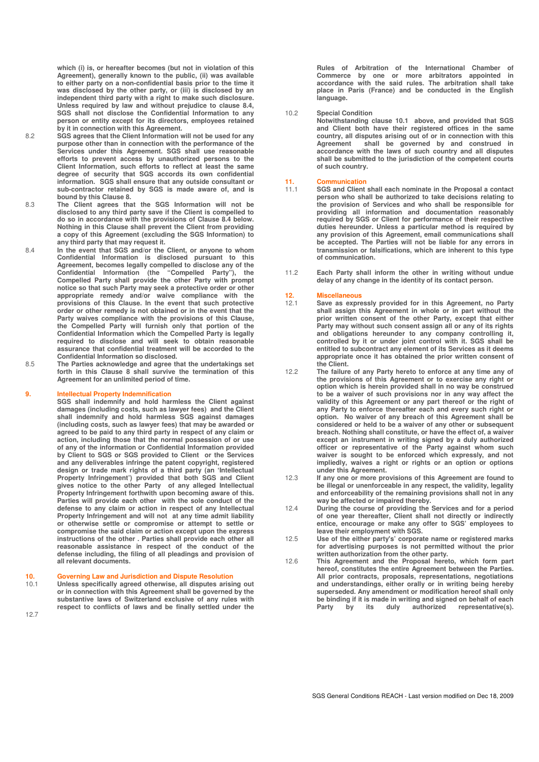which (i) is, or hereafter becomes (but not in violation of this Agreement), generally known to the public, (ii) was available to either party on a non-confidential basis prior to the time it was disclosed by the other party, or (iii) is disclosed by an independent third party with a right to make such disclosure. Unless required by law and without prejudice to clause 8.4, SGS shall not disclose the Confidential Information to any person or entity except for its directors, employees retained by it in connection with this Agreement.

8.2 SGS agrees that the Client Information will not be used for any purpose other than in connection with the performance of the Services under this Agreement. SGS shall use reasonable efforts to prevent access by unauthorized persons to the Client Information, such efforts to reflect at least the same degree of security that SGS accords its own confidential information. SGS shall ensure that any outside consultant or sub-contractor retained by SGS is made aware of, and is bound by this Clause 8.

8.3 The Client agrees that the SGS Information will not be disclosed to any third party save if the Client is compelled to do so in accordance with the provisions of Clause 8.4 below. Nothing in this Clause shall prevent the Client from providing a copy of this Agreement (excluding the SGS Information) to any third party that may request it.

8.4 In the event that SGS and/or the Client, or anyone to whom Confidential Information is disclosed pursuant to this Agreement, becomes legally compelled to disclose any of the Confidential Information (the "Compelled Party"), the Compelled Party shall provide the other Party with prompt notice so that such Party may seek a protective order or other appropriate remedy and/or waive compliance with the provisions of this Clause. In the event that such protective order or other remedy is not obtained or in the event that the Party waives compliance with the provisions of this Clause, the Compelled Party will furnish only that portion of the Confidential Information which the Compelled Party is legally required to disclose and will seek to obtain reasonable assurance that confidential treatment will be accorded to the Confidential Information so disclosed.

8.5 The Parties acknowledge and agree that the undertakings set forth in this Clause 8 shall survive the termination of this Agreement for an unlimited period of time.

## 9. Intellectual Property Indemnification

SGS shall indemnify and hold harmless the Client against damages (including costs, such as lawyer fees) and the Client shall indemnify and hold harmless SGS against damages (including costs, such as lawyer fees) that may be awarded or agreed to be paid to any third party in respect of any claim or action, including those that the normal possession of or use of any of the information or Confidential Information provided by Client to SGS or SGS provided to Client or the Services and any deliverables infringe the patent copyright, registered design or trade mark rights of a third party (an 'Intellectual Property Infringement') provided that both SGS and Client gives notice to the other Party of any alleged Intellectual Property Infringement forthwith upon becoming aware of this. Parties will provide each other with the sole conduct of the defense to any claim or action in respect of any Intellectual Property Infringement and will not at any time admit liability or otherwise settle or compromise or attempt to settle or compromise the said claim or action except upon the express instructions of the other . Parties shall provide each other all reasonable assistance in respect of the conduct of the defense including, the filing of all pleadings and provision of all relevant documents.

## 10. Governing Law and Jurisdiction and Dispute Resolution

10.1 Unless specifically agreed otherwise, all disputes arising out or in connection with this Agreement shall be governed by the substantive laws of Switzerland exclusive of any rules with respect to conflicts of laws and be finally settled under the Rules of Arbitration of the International Chamber of Commerce by one or more arbitrators appointed in accordance with the said rules. The arbitration shall take place in Paris (France) and be conducted in the English language.

10.2 Special Condition
Notwithstanding clause 10.1 above, and provided that SGS and Client both have their registered offices in the same country, all disputes arising out of or in connection with this Agreement shall be governed by and construed in accordance with the laws of such country and all disputes shall be submitted to the jurisdiction of the competent courts of such country.

## 11. Communication

11.1 SGS and Client shall each nominate in the Proposal a contact person who shall be authorized to take decisions relating to the provision of Services and who shall be responsible for providing all information and documentation reasonably required by SGS or Client for performance of their respective duties hereunder. Unless a particular method is required by any provision of this Agreement, email communications shall be accepted. The Parties will not be liable for any errors in transmission or falsifications, which are inherent to this type of communication.

11.2 Each Party shall inform the other in writing without undue delay of any change in the identity of its contact person.

## 12. Miscellaneous

12.1 Save as expressly provided for in this Agreement, no Party shall assign this Agreement in whole or in part without the prior written consent of the other Party, except that either Party may without such consent assign all or any of its rights and obligations hereunder to any company controlling it, controlled by it or under joint control with it. SGS shall be entitled to subcontract any element of its Services as it deems appropriate once it has obtained the prior written consent of the Client.

12.2 The failure of any Party hereto to enforce at any time any of the provisions of this Agreement or to exercise any right or option which is herein provided shall in no way be construed to be a waiver of such provisions nor in any way affect the validity of this Agreement or any part thereof or the right of any Party to enforce thereafter each and every such right or option. No waiver of any breach of this Agreement shall be considered or held to be a waiver of any other or subsequent breach. Nothing shall constitute, or have the effect of, a waiver except an instrument in writing signed by a duly authorized officer or representative of the Party against whom such waiver is sought to be enforced which expressly, and not impliedly, waives a right or rights or an option or options under this Agreement.

12.3 If any one or more provisions of this Agreement are found to be illegal or unenforceable in any respect, the validity, legality and enforceability of the remaining provisions shall not in any way be affected or impaired thereby.

12.4 During the course of providing the Services and for a period of one year thereafter, Client shall not directly or indirectly entice, encourage or make any offer to SGS' employees to leave their employment with SGS.

12.5 Use of the either party's' corporate name or registered marks for advertising purposes is not permitted without the prior written authorization from the other party.

12.6 This Agreement and the Proposal hereto, which form part hereof, constitutes the entire Agreement between the Parties. All prior contracts, proposals, representations, negotiations and understandings, either orally or in writing being hereby superseded. Any amendment or modification hereof shall only be binding if it is made in writing and signed on behalf of each Party by its duly authorized representative(s).

12.7

SGS General Conditions REACH - Last version modified on Dec 18, 2009